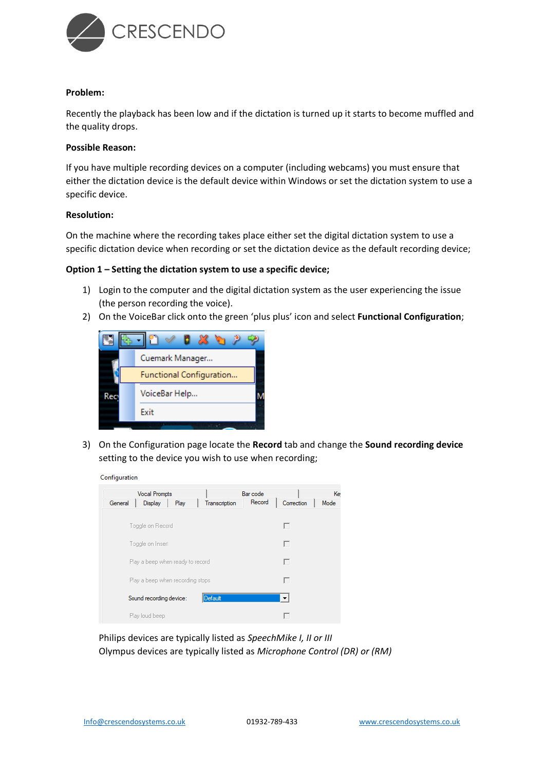**Problem:**

Recently the playback has been low and if the dictation is turned up it starts to become muffled and the quality drops.

**Possible Reason:**

If you have multiple recording devices on a computer (including webcams) you must ensure that either the dictation device is the default device within Windows or set the dictation system to use a specific device.

**Resolution:**

On the machine where the recording takes place either set the digital dictation system to use a specific dictation device when recording or set the dictation device as the default recording device;

**Option 1 – Setting the dictation system to use a specific device;**

1) Login to the computer and the digital dictation system as the user experiencing the issue (the person recording the voice).
2) On the VoiceBar click onto the green 'plus plus' icon and select **Functional Configuration**;
3) On the Configuration page locate the **Record** tab and change the **Sound recording device** setting to the device you wish to use when recording;

Philips devices are typically listed as *SpeechMike I, II or III*
Olympus devices are typically listed as *Microphone Control (DR) or (RM)*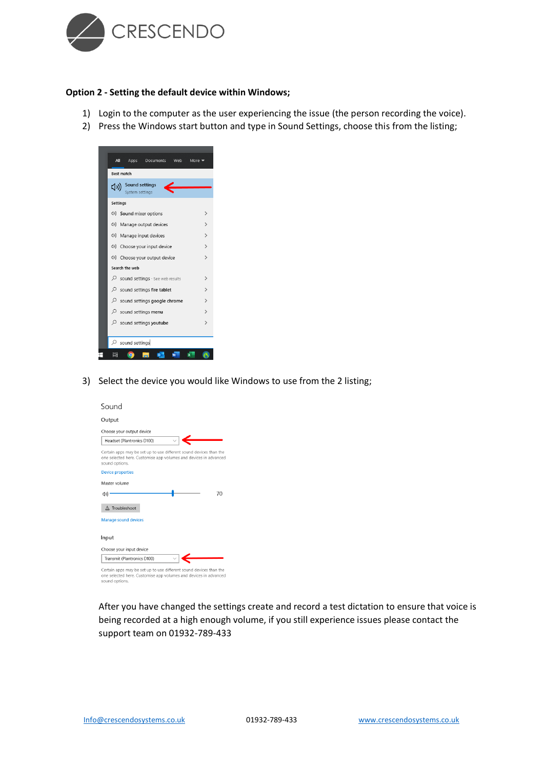**Option 2 - Setting the default device within Windows;**

1) Login to the computer as the user experiencing the issue (the person recording the voice).
2) Press the Windows start button and type in Sound Settings, choose this from the listing;

3) Select the device you would like Windows to use from the 2 listing;

After you have changed the settings create and record a test dictation to ensure that voice is being recorded at a high enough volume, if you still experience issues please contact the support team on 01932-789-433

Info@crescendosystems.co.uk 01932-789-433 www.crescendosystems.co.uk